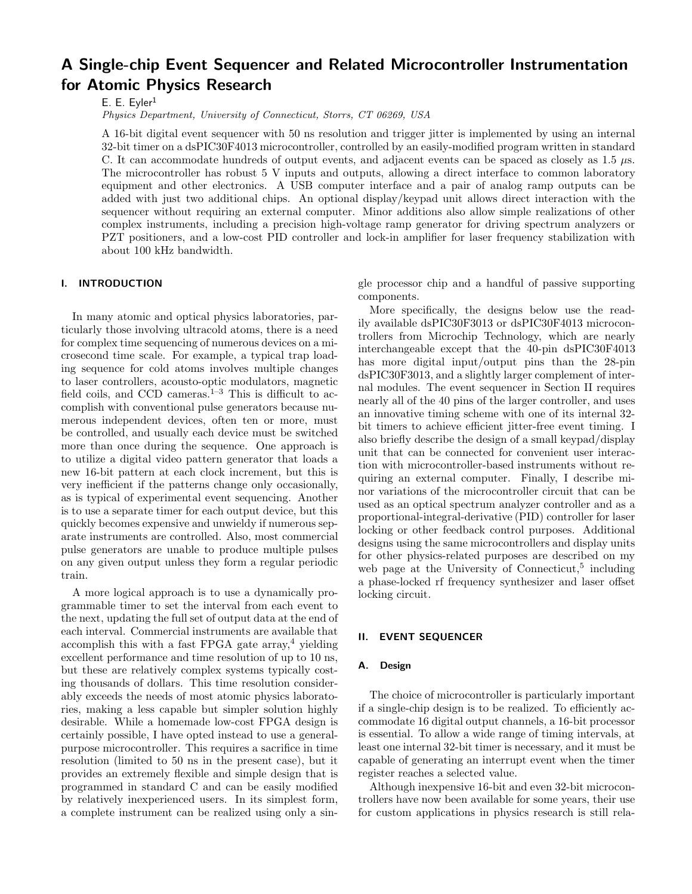# A Single-chip Event Sequencer and Related Microcontroller Instrumentation for Atomic Physics Research

E. E. Eyler[1]

*Physics Department, University of Connecticut, Storrs, CT 06269, USA*

A 16-bit digital event sequencer with 50 ns resolution and trigger jitter is implemented by using an internal 32-bit timer on a dsPIC30F4013 microcontroller, controlled by an easily-modified program written in standard C. It can accommodate hundreds of output events, and adjacent events can be spaced as closely as 1.5 $\mu$s. The microcontroller has robust 5 V inputs and outputs, allowing a direct interface to common laboratory equipment and other electronics. A USB computer interface and a pair of analog ramp outputs can be added with just two additional chips. An optional display/keypad unit allows direct interaction with the sequencer without requiring an external computer. Minor additions also allow simple realizations of other complex instruments, including a precision high-voltage ramp generator for driving spectrum analyzers or PZT positioners, and a low-cost PID controller and lock-in amplifier for laser frequency stabilization with about 100 kHz bandwidth.

## I. INTRODUCTION

In many atomic and optical physics laboratories, particularly those involving ultracold atoms, there is a need for complex time sequencing of numerous devices on a microsecond time scale. For example, a typical trap loading sequence for cold atoms involves multiple changes to laser controllers, acousto-optic modulators, magnetic field coils, and CCD cameras.[1–3] This is difficult to accomplish with conventional pulse generators because numerous independent devices, often ten or more, must be controlled, and usually each device must be switched more than once during the sequence. One approach is to utilize a digital video pattern generator that loads a new 16-bit pattern at each clock increment, but this is very inefficient if the patterns change only occasionally, as is typical of experimental event sequencing. Another is to use a separate timer for each output device, but this quickly becomes expensive and unwieldy if numerous separate instruments are controlled. Also, most commercial pulse generators are unable to produce multiple pulses on any given output unless they form a regular periodic train.

A more logical approach is to use a dynamically programmable timer to set the interval from each event to the next, updating the full set of output data at the end of each interval. Commercial instruments are available that accomplish this with a fast FPGA gate array,[4] yielding excellent performance and time resolution of up to 10 ns, but these are relatively complex systems typically costing thousands of dollars. This time resolution considerably exceeds the needs of most atomic physics laboratories, making a less capable but simpler solution highly desirable. While a homemade low-cost FPGA design is certainly possible, I have opted instead to use a general-purpose microcontroller. This requires a sacrifice in time resolution (limited to 50 ns in the present case), but it provides an extremely flexible and simple design that is programmed in standard C and can be easily modified by relatively inexperienced users. In its simplest form, a complete instrument can be realized using only a single processor chip and a handful of passive supporting components.

More specifically, the designs below use the readily available dsPIC30F3013 or dsPIC30F4013 microcontrollers from Microchip Technology, which are nearly interchangeable except that the 40-pin dsPIC30F4013 has more digital input/output pins than the 28-pin dsPIC30F3013, and a slightly larger complement of internal modules. The event sequencer in Section II requires nearly all of the 40 pins of the larger controller, and uses an innovative timing scheme with one of its internal 32-bit timers to achieve efficient jitter-free event timing. I also briefly describe the design of a small keypad/display unit that can be connected for convenient user interaction with microcontroller-based instruments without requiring an external computer. Finally, I describe minor variations of the microcontroller circuit that can be used as an optical spectrum analyzer controller and as a proportional-integral-derivative (PID) controller for laser locking or other feedback control purposes. Additional designs using the same microcontrollers and display units for other physics-related purposes are described on my web page at the University of Connecticut,[5] including a phase-locked rf frequency synthesizer and laser offset locking circuit.

## II. EVENT SEQUENCER

### A. Design

The choice of microcontroller is particularly important if a single-chip design is to be realized. To efficiently accommodate 16 digital output channels, a 16-bit processor is essential. To allow a wide range of timing intervals, at least one internal 32-bit timer is necessary, and it must be capable of generating an interrupt event when the timer register reaches a selected value.

Although inexpensive 16-bit and even 32-bit microcontrollers have now been available for some years, their use for custom applications in physics research is still rela-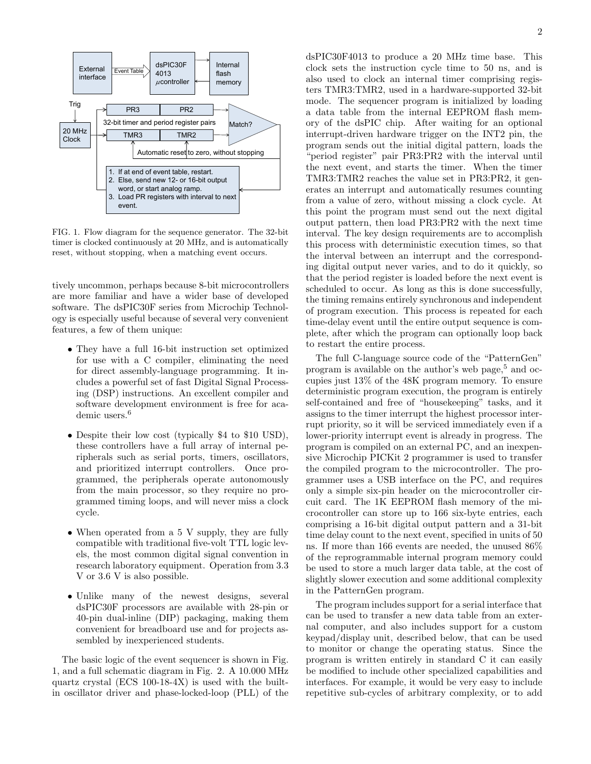FIG. 1. Flow diagram for the sequence generator. The 32-bit timer is clocked continuously at 20 MHz, and is automatically reset, without stopping, when a matching event occurs.

tively uncommon, perhaps because 8-bit microcontrollers are more familiar and have a wider base of developed software. The dsPIC30F series from Microchip Technology is especially useful because of several very convenient features, a few of them unique:

- They have a full 16-bit instruction set optimized for use with a C compiler, eliminating the need for direct assembly-language programming. It includes a powerful set of fast Digital Signal Processing (DSP) instructions. An excellent compiler and software development environment is free for academic users.[6]

- Despite their low cost (typically \$4 to \$10 USD), these controllers have a full array of internal peripherals such as serial ports, timers, oscillators, and prioritized interrupt controllers. Once programmed, the peripherals operate autonomously from the main processor, so they require no programmed timing loops, and will never miss a clock cycle.

- When operated from a 5 V supply, they are fully compatible with traditional five-volt TTL logic levels, the most common digital signal convention in research laboratory equipment. Operation from 3.3 V or 3.6 V is also possible.

- Unlike many of the newest designs, several dsPIC30F processors are available with 28-pin or 40-pin dual-inline (DIP) packaging, making them convenient for breadboard use and for projects assembled by inexperienced students.

The basic logic of the event sequencer is shown in Fig. 1, and a full schematic diagram in Fig. 2. A 10.000 MHz quartz crystal (ECS 100-18-4X) is used with the built-in oscillator driver and phase-locked-loop (PLL) of the dsPIC30F4013 to produce a 20 MHz time base. This clock sets the instruction cycle time to 50 ns, and is also used to clock an internal timer comprising registers TMR3:TMR2, used in a hardware-supported 32-bit mode. The sequencer program is initialized by loading a data table from the internal EEPROM flash memory of the dsPIC chip. After waiting for an optional interrupt-driven hardware trigger on the INT2 pin, the program sends out the initial digital pattern, loads the "period register" pair PR3:PR2 with the interval until the next event, and starts the timer. When the timer TMR3:TMR2 reaches the value set in PR3:PR2, it generates an interrupt and automatically resumes counting from a value of zero, without missing a clock cycle. At this point the program must send out the next digital output pattern, then load PR3:PR2 with the next time interval. The key design requirements are to accomplish this process with deterministic execution times, so that the interval between an interrupt and the corresponding digital output never varies, and to do it quickly, so that the period register is loaded before the next event is scheduled to occur. As long as this is done successfully, the timing remains entirely synchronous and independent of program execution. This process is repeated for each time-delay event until the entire output sequence is complete, after which the program can optionally loop back to restart the entire process.

The full C-language source code of the "PatternGen" program is available on the author's web page,[5] and occupies just 13% of the 48K program memory. To ensure deterministic program execution, the program is entirely self-contained and free of "housekeeping" tasks, and it assigns to the timer interrupt the highest processor interrupt priority, so it will be serviced immediately even if a lower-priority interrupt event is already in progress. The program is compiled on an external PC, and an inexpensive Microchip PICKit 2 programmer is used to transfer the compiled program to the microcontroller. The programmer uses a USB interface on the PC, and requires only a simple six-pin header on the microcontroller circuit card. The 1K EEPROM flash memory of the microcontroller can store up to 166 six-byte entries, each comprising a 16-bit digital output pattern and a 31-bit time delay count to the next event, specified in units of 50 ns. If more than 166 events are needed, the unused 86% of the reprogrammable internal program memory could be used to store a much larger data table, at the cost of slightly slower execution and some additional complexity in the PatternGen program.

The program includes support for a serial interface that can be used to transfer a new data table from an external computer, and also includes support for a custom keypad/display unit, described below, that can be used to monitor or change the operating status. Since the program is written entirely in standard C it can easily be modified to include other specialized capabilities and interfaces. For example, it would be very easy to include repetitive sub-cycles of arbitrary complexity, or to add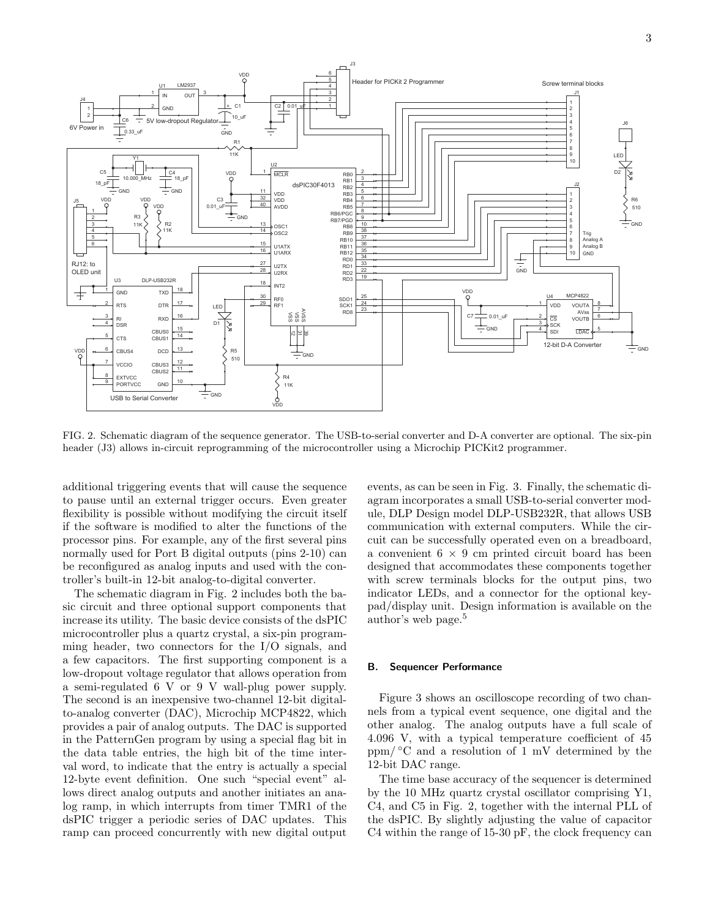FIG. 2. Schematic diagram of the sequence generator. The USB-to-serial converter and D-A converter are optional. The six-pin header (J3) allows in-circuit reprogramming of the microcontroller using a Microchip PICKit2 programmer.

additional triggering events that will cause the sequence to pause until an external trigger occurs. Even greater flexibility is possible without modifying the circuit itself if the software is modified to alter the functions of the processor pins. For example, any of the first several pins normally used for Port B digital outputs (pins 2-10) can be reconfigured as analog inputs and used with the controller's built-in 12-bit analog-to-digital converter.

The schematic diagram in Fig. 2 includes both the basic circuit and three optional support components that increase its utility. The basic device consists of the dsPIC microcontroller plus a quartz crystal, a six-pin programming header, two connectors for the I/O signals, and a few capacitors. The first supporting component is a low-dropout voltage regulator that allows operation from a semi-regulated 6 V or 9 V wall-plug power supply. The second is an inexpensive two-channel 12-bit digital-to-analog converter (DAC), Microchip MCP4822, which provides a pair of analog outputs. The DAC is supported in the PatternGen program by using a special flag bit in the data table entries, the high bit of the time interval word, to indicate that the entry is actually a special 12-byte event definition. One such "special event" allows direct analog outputs and another initiates an analog ramp, in which interrupts from timer TMR1 of the dsPIC trigger a periodic series of DAC updates. This ramp can proceed concurrently with new digital output events, as can be seen in Fig. 3. Finally, the schematic diagram incorporates a small USB-to-serial converter module, DLP Design model DLP-USB232R, that allows USB communication with external computers. While the circuit can be successfully operated even on a breadboard, a convenient 6 × 9 cm printed circuit board has been designed that accommodates these components together with screw terminals blocks for the output pins, two indicator LEDs, and a connector for the optional keypad/display unit. Design information is available on the author's web page.[5]

### B. Sequencer Performance

Figure 3 shows an oscilloscope recording of two channels from a typical event sequence, one digital and the other analog. The analog outputs have a full scale of 4.096 V, with a typical temperature coefficient of 45 ppm/ °C and a resolution of 1 mV determined by the 12-bit DAC range.

The time base accuracy of the sequencer is determined by the 10 MHz quartz crystal oscillator comprising Y1, C4, and C5 in Fig. 2, together with the internal PLL of the dsPIC. By slightly adjusting the value of capacitor C4 within the range of 15-30 pF, the clock frequency can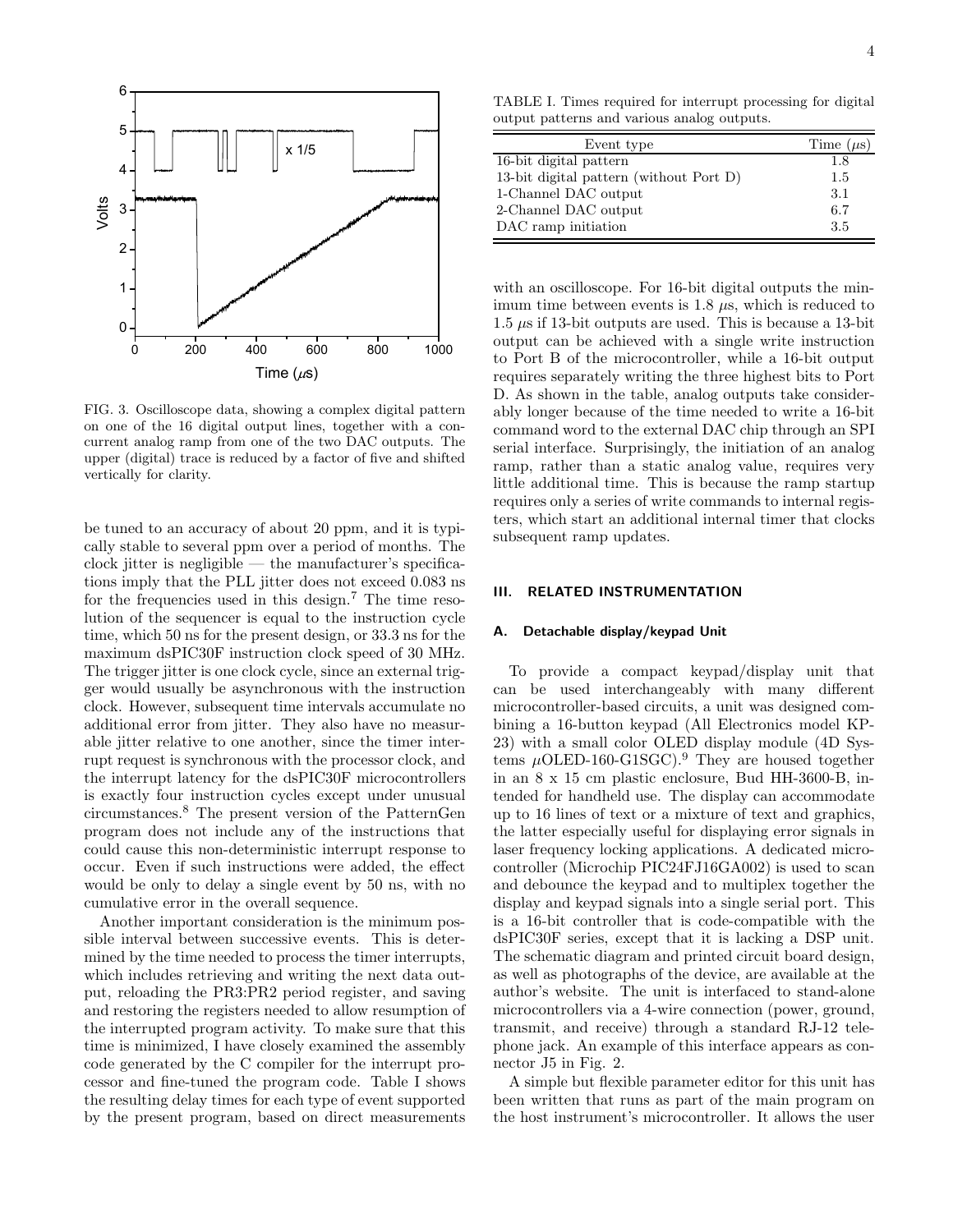FIG. 3. Oscilloscope data, showing a complex digital pattern on one of the 16 digital output lines, together with a concurrent analog ramp from one of the two DAC outputs. The upper (digital) trace is reduced by a factor of five and shifted vertically for clarity.

be tuned to an accuracy of about 20 ppm, and it is typically stable to several ppm over a period of months. The clock jitter is negligible — the manufacturer's specifications imply that the PLL jitter does not exceed 0.083 ns for the frequencies used in this design.[7] The time resolution of the sequencer is equal to the instruction cycle time, which 50 ns for the present design, or 33.3 ns for the maximum dsPIC30F instruction clock speed of 30 MHz. The trigger jitter is one clock cycle, since an external trigger would usually be asynchronous with the instruction clock. However, subsequent time intervals accumulate no additional error from jitter. They also have no measurable jitter relative to one another, since the timer interrupt request is synchronous with the processor clock, and the interrupt latency for the dsPIC30F microcontrollers is exactly four instruction cycles except under unusual circumstances.[8] The present version of the PatternGen program does not include any of the instructions that could cause this non-deterministic interrupt response to occur. Even if such instructions were added, the effect would be only to delay a single event by 50 ns, with no cumulative error in the overall sequence.

Another important consideration is the minimum possible interval between successive events. This is determined by the time needed to process the timer interrupts, which includes retrieving and writing the next data output, reloading the PR3:PR2 period register, and saving and restoring the registers needed to allow resumption of the interrupted program activity. To make sure that this time is minimized, I have closely examined the assembly code generated by the C compiler for the interrupt processor and fine-tuned the program code. Table I shows the resulting delay times for each type of event supported by the present program, based on direct measurements

TABLE I. Times required for interrupt processing for digital output patterns and various analog outputs.

| Event type | Time ($\mu$s) |
|---|---|
| 16-bit digital pattern | 1.8 |
| 13-bit digital pattern (without Port D) | 1.5 |
| 1-Channel DAC output | 3.1 |
| 2-Channel DAC output | 6.7 |
| DAC ramp initiation | 3.5 |

with an oscilloscope. For 16-bit digital outputs the minimum time between events is 1.8 $\mu$s, which is reduced to 1.5 $\mu$s if 13-bit outputs are used. This is because a 13-bit output can be achieved with a single write instruction to Port B of the microcontroller, while a 16-bit output requires separately writing the three highest bits to Port D. As shown in the table, analog outputs take considerably longer because of the time needed to write a 16-bit command word to the external DAC chip through an SPI serial interface. Surprisingly, the initiation of an analog ramp, rather than a static analog value, requires very little additional time. This is because the ramp startup requires only a series of write commands to internal registers, which start an additional internal timer that clocks subsequent ramp updates.

## III. RELATED INSTRUMENTATION

### A. Detachable display/keypad Unit

To provide a compact keypad/display unit that can be used interchangeably with many different microcontroller-based circuits, a unit was designed combining a 16-button keypad (All Electronics model KP-23) with a small color OLED display module (4D Systems $\mu$OLED-160-G1SGC).[9] They are housed together in an 8 x 15 cm plastic enclosure, Bud HH-3600-B, intended for handheld use. The display can accommodate up to 16 lines of text or a mixture of text and graphics, the latter especially useful for displaying error signals in laser frequency locking applications. A dedicated microcontroller (Microchip PIC24FJ16GA002) is used to scan and debounce the keypad and to multiplex together the display and keypad signals into a single serial port. This is a 16-bit controller that is code-compatible with the dsPIC30F series, except that it is lacking a DSP unit. The schematic diagram and printed circuit board design, as well as photographs of the device, are available at the author's website. The unit is interfaced to stand-alone microcontrollers via a 4-wire connection (power, ground, transmit, and receive) through a standard RJ-12 telephone jack. An example of this interface appears as connector J5 in Fig. 2.

A simple but flexible parameter editor for this unit has been written that runs as part of the main program on the host instrument's microcontroller. It allows the user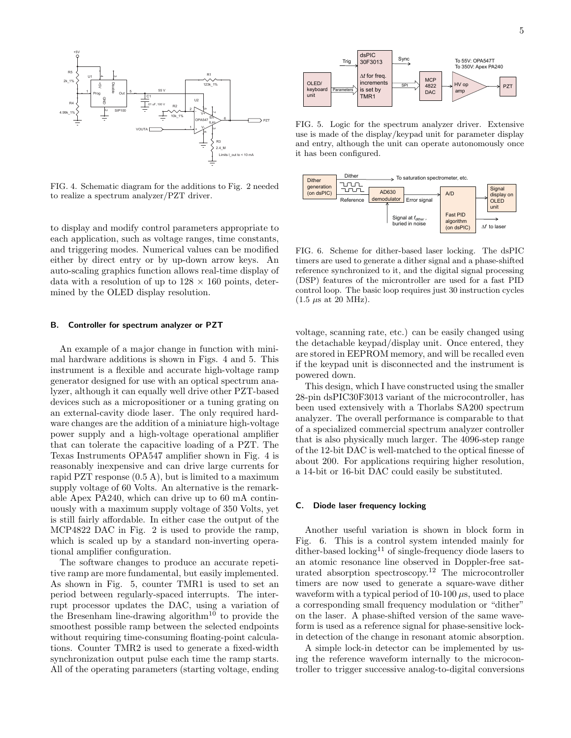FIG. 4. Schematic diagram for the additions to Fig. 2 needed to realize a spectrum analyzer/PZT driver.

FIG. 5. Logic for the spectrum analyzer driver. Extensive use is made of the display/keypad unit for parameter display and entry, although the unit can operate autonomously once it has been configured.

FIG. 6. Scheme for dither-based laser locking. The dsPIC timers are used to generate a dither signal and a phase-shifted reference synchronized to it, and the digital signal processing (DSP) features of the microntroller are used for a fast PID control loop. The basic loop requires just 30 instruction cycles (1.5 $\mu$s at 20 MHz).

to display and modify control parameters appropriate to each application, such as voltage ranges, time constants, and triggering modes. Numerical values can be modified either by direct entry or by up-down arrow keys. An auto-scaling graphics function allows real-time display of data with a resolution of up to 128 $\times$ 160 points, determined by the OLED display resolution.

### B. Controller for spectrum analyzer or PZT

An example of a major change in function with minimal hardware additions is shown in Figs. 4 and 5. This instrument is a flexible and accurate high-voltage ramp generator designed for use with an optical spectrum analyzer, although it can equally well drive other PZT-based devices such as a micropositioner or a tuning grating on an external-cavity diode laser. The only required hardware changes are the addition of a miniature high-voltage power supply and a high-voltage operational amplifier that can tolerate the capacitive loading of a PZT. The Texas Instruments OPA547 amplifier shown in Fig. 4 is reasonably inexpensive and can drive large currents for rapid PZT response (0.5 A), but is limited to a maximum supply voltage of 60 Volts. An alternative is the remarkable Apex PA240, which can drive up to 60 mA continuously with a maximum supply voltage of 350 Volts, yet is still fairly affordable. In either case the output of the MCP4822 DAC in Fig. 2 is used to provide the ramp, which is scaled up by a standard non-inverting operational amplifier configuration.

The software changes to produce an accurate repetitive ramp are more fundamental, but easily implemented. As shown in Fig. 5, counter TMR1 is used to set an period between regularly-spaced interrupts. The interrupt processor updates the DAC, using a variation of the Bresenham line-drawing algorithm[10] to provide the smoothest possible ramp between the selected endpoints without requiring time-consuming floating-point calculations. Counter TMR2 is used to generate a fixed-width synchronization output pulse each time the ramp starts. All of the operating parameters (starting voltage, ending voltage, scanning rate, etc.) can be easily changed using the detachable keypad/display unit. Once entered, they are stored in EEPROM memory, and will be recalled even if the keypad unit is disconnected and the instrument is powered down.

This design, which I have constructed using the smaller 28-pin dsPIC30F3013 variant of the microcontroller, has been used extensively with a Thorlabs SA200 spectrum analyzer. The overall performance is comparable to that of a specialized commercial spectrum analyzer controller that is also physically much larger. The 4096-step range of the 12-bit DAC is well-matched to the optical finesse of about 200. For applications requiring higher resolution, a 14-bit or 16-bit DAC could easily be substituted.

### C. Diode laser frequency locking

Another useful variation is shown in block form in Fig. 6. This is a control system intended mainly for dither-based locking[11] of single-frequency diode lasers to an atomic resonance line observed in Doppler-free saturated absorption spectroscopy.[12] The microcontroller timers are now used to generate a square-wave dither waveform with a typical period of 10-100 $\mu$s, used to place a corresponding small frequency modulation or "dither" on the laser. A phase-shifted version of the same waveform is used as a reference signal for phase-sensitive lock-in detection of the change in resonant atomic absorption.

A simple lock-in detector can be implemented by using the reference waveform internally to the microcontroller to trigger successive analog-to-digital conversions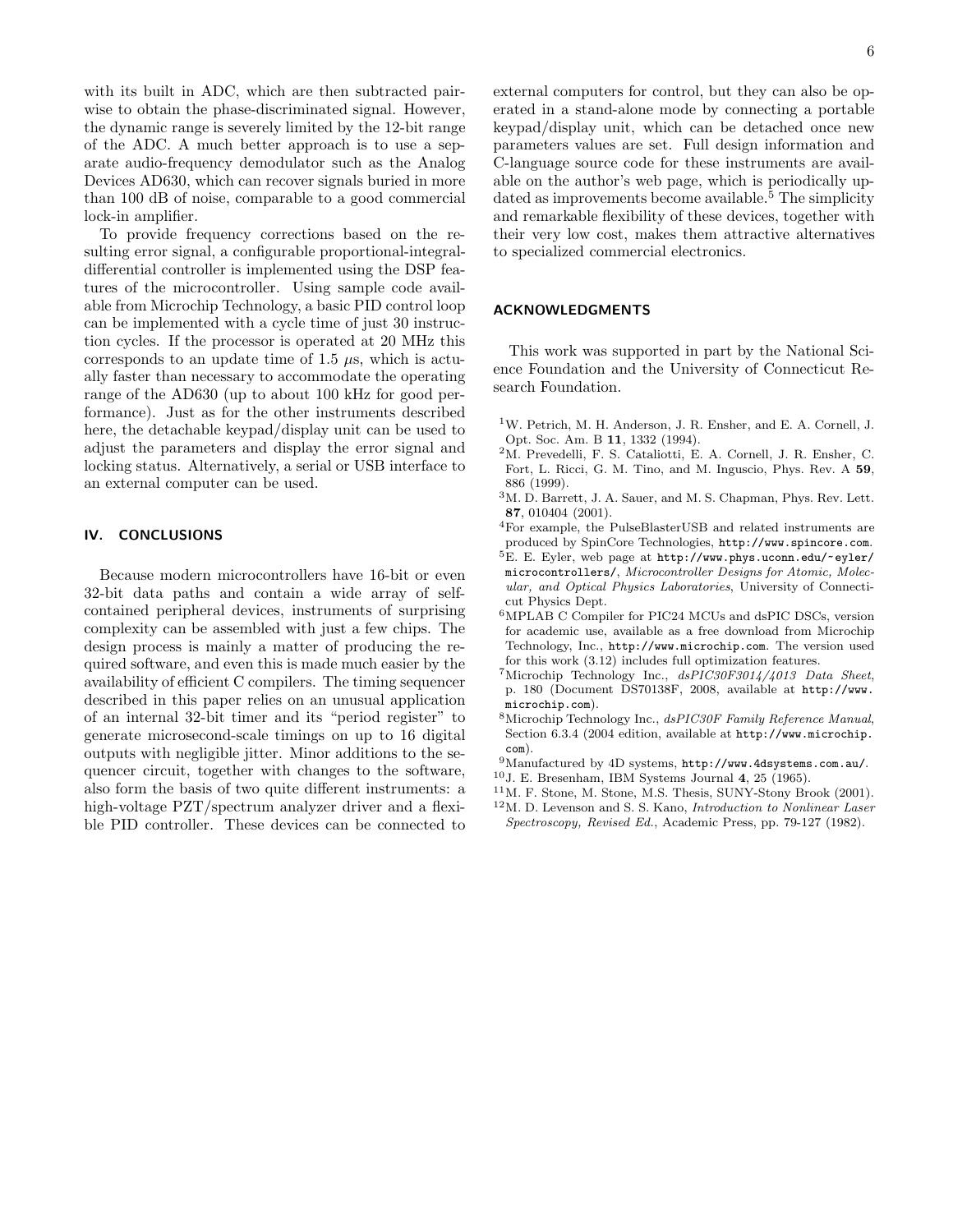with its built in ADC, which are then subtracted pairwise to obtain the phase-discriminated signal. However, the dynamic range is severely limited by the 12-bit range of the ADC. A much better approach is to use a separate audio-frequency demodulator such as the Analog Devices AD630, which can recover signals buried in more than 100 dB of noise, comparable to a good commercial lock-in amplifier.

To provide frequency corrections based on the resulting error signal, a configurable proportional-integral-differential controller is implemented using the DSP features of the microcontroller. Using sample code available from Microchip Technology, a basic PID control loop can be implemented with a cycle time of just 30 instruction cycles. If the processor is operated at 20 MHz this corresponds to an update time of 1.5 $\mu$s, which is actually faster than necessary to accommodate the operating range of the AD630 (up to about 100 kHz for good performance). Just as for the other instruments described here, the detachable keypad/display unit can be used to adjust the parameters and display the error signal and locking status. Alternatively, a serial or USB interface to an external computer can be used.

## IV. CONCLUSIONS

Because modern microcontrollers have 16-bit or even 32-bit data paths and contain a wide array of self-contained peripheral devices, instruments of surprising complexity can be assembled with just a few chips. The design process is mainly a matter of producing the required software, and even this is made much easier by the availability of efficient C compilers. The timing sequencer described in this paper relies on an unusual application of an internal 32-bit timer and its "period register" to generate microsecond-scale timings on up to 16 digital outputs with negligible jitter. Minor additions to the sequencer circuit, together with changes to the software, also form the basis of two quite different instruments: a high-voltage PZT/spectrum analyzer driver and a flexible PID controller. These devices can be connected to external computers for control, but they can also be operated in a stand-alone mode by connecting a portable keypad/display unit, which can be detached once new parameters values are set. Full design information and C-language source code for these instruments are available on the author's web page, which is periodically updated as improvements become available.[5] The simplicity and remarkable flexibility of these devices, together with their very low cost, makes them attractive alternatives to specialized commercial electronics.

## ACKNOWLEDGMENTS

This work was supported in part by the National Science Foundation and the University of Connecticut Research Foundation.

[1] W. Petrich, M. H. Anderson, J. R. Ensher, and E. A. Cornell, J. Opt. Soc. Am. B **11**, 1332 (1994).

[2] M. Prevedelli, F. S. Cataliotti, E. A. Cornell, J. R. Ensher, C. Fort, L. Ricci, G. M. Tino, and M. Inguscio, Phys. Rev. A **59**, 886 (1999).

[3] M. D. Barrett, J. A. Sauer, and M. S. Chapman, Phys. Rev. Lett. **87**, 010404 (2001).

[4] For example, the PulseBlasterUSB and related instruments are produced by SpinCore Technologies, http://www.spincore.com.

[5] E. E. Eyler, web page at http://www.phys.uconn.edu/~eyler/microcontrollers/, *Microcontroller Designs for Atomic, Molecular, and Optical Physics Laboratories*, University of Connecticut Physics Dept.

[6] MPLAB C Compiler for PIC24 MCUs and dsPIC DSCs, version for academic use, available as a free download from Microchip Technology, Inc., http://www.microchip.com. The version used for this work (3.12) includes full optimization features.

[7] Microchip Technology Inc., *dsPIC30F3014/4013 Data Sheet*, p. 180 (Document DS70138F, 2008, available at http://www.microchip.com).

[8] Microchip Technology Inc., *dsPIC30F Family Reference Manual*, Section 6.3.4 (2004 edition, available at http://www.microchip.com).

[9] Manufactured by 4D systems, http://www.4dsystems.com.au/.

[10] J. E. Bresenham, IBM Systems Journal **4**, 25 (1965).

[11] M. F. Stone, M. Stone, M.S. Thesis, SUNY-Stony Brook (2001).

[12] M. D. Levenson and S. S. Kano, *Introduction to Nonlinear Laser Spectroscopy, Revised Ed.*, Academic Press, pp. 79-127 (1982).